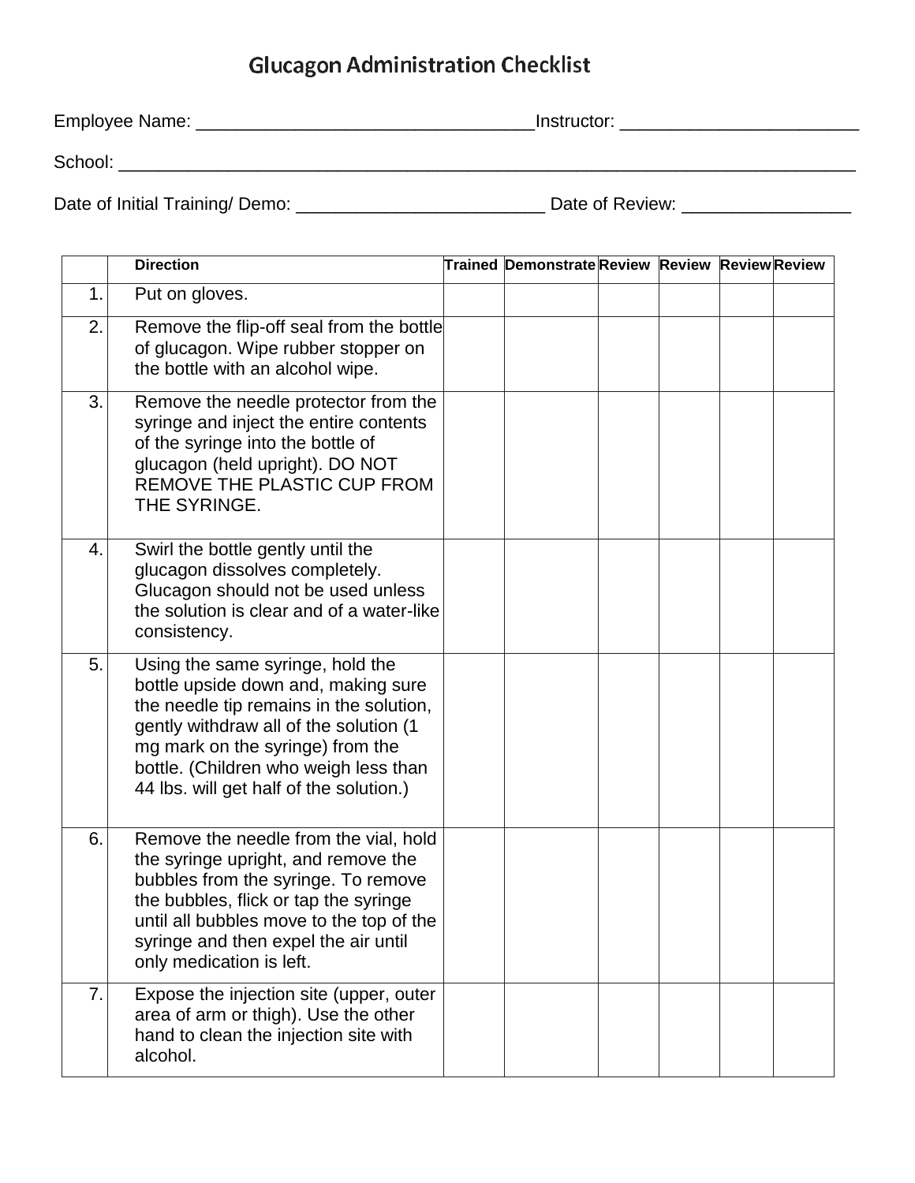# Glucagon Administration Checklist

Employee Name: _________________________________ Instructor: ________________________

School: ______________________________________________________________________________

Date of Initial Training/ Demo: _________________________ Date of Review: _________________

| | Direction | Trained | Demonstrate | Review | Review | Review | Review |
|---|---|---|---|---|---|---|---|
| 1. | Put on gloves. | | | | | | |
| 2. | Remove the flip-off seal from the bottle of glucagon. Wipe rubber stopper on the bottle with an alcohol wipe. | | | | | | |
| 3. | Remove the needle protector from the syringe and inject the entire contents of the syringe into the bottle of glucagon (held upright). DO NOT REMOVE THE PLASTIC CUP FROM THE SYRINGE. | | | | | | |
| 4. | Swirl the bottle gently until the glucagon dissolves completely. Glucagon should not be used unless the solution is clear and of a water-like consistency. | | | | | | |
| 5. | Using the same syringe, hold the bottle upside down and, making sure the needle tip remains in the solution, gently withdraw all of the solution (1 mg mark on the syringe) from the bottle. (Children who weigh less than 44 lbs. will get half of the solution.) | | | | | | |
| 6. | Remove the needle from the vial, hold the syringe upright, and remove the bubbles from the syringe. To remove the bubbles, flick or tap the syringe until all bubbles move to the top of the syringe and then expel the air until only medication is left. | | | | | | |
| 7. | Expose the injection site (upper, outer area of arm or thigh). Use the other hand to clean the injection site with alcohol. | | | | | | |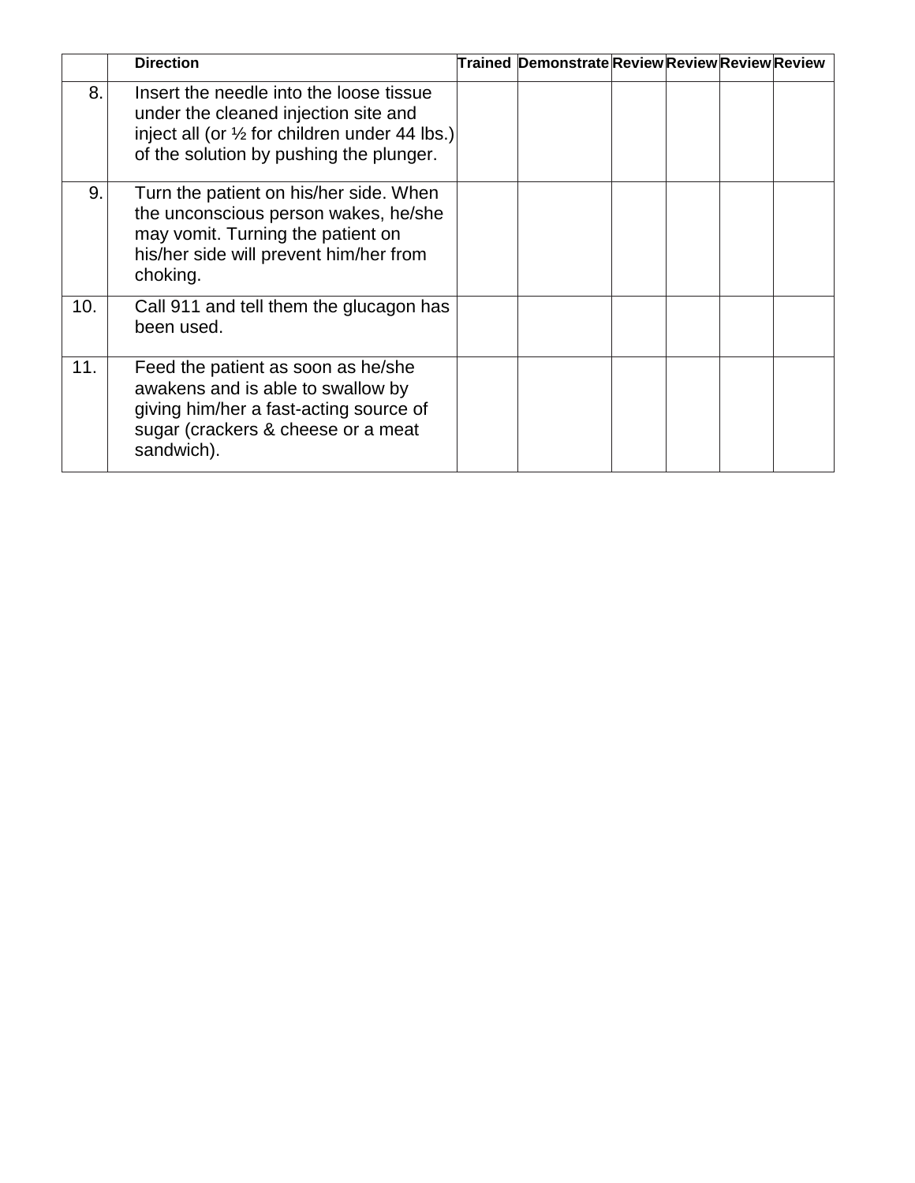| | Direction | Trained | Demonstrate | Review | Review | Review | Review |
|---|---|---|---|---|---|---|---|
| 8. | Insert the needle into the loose tissue under the cleaned injection site and inject all (or ½ for children under 44 lbs.) of the solution by pushing the plunger. | | | | | | |
| 9. | Turn the patient on his/her side. When the unconscious person wakes, he/she may vomit. Turning the patient on his/her side will prevent him/her from choking. | | | | | | |
| 10. | Call 911 and tell them the glucagon has been used. | | | | | | |
| 11. | Feed the patient as soon as he/she awakens and is able to swallow by giving him/her a fast-acting source of sugar (crackers & cheese or a meat sandwich). | | | | | | |